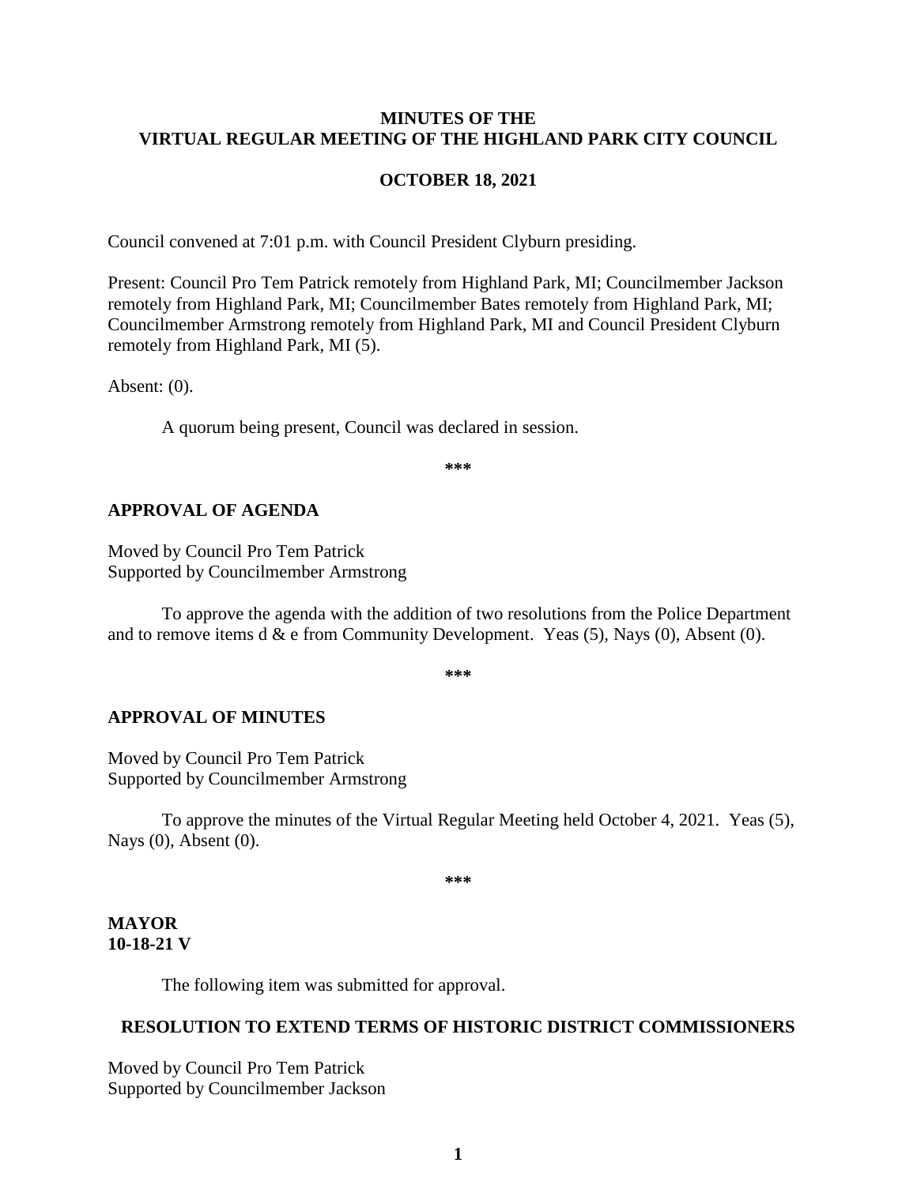# MINUTES OF THE VIRTUAL REGULAR MEETING OF THE HIGHLAND PARK CITY COUNCIL

## OCTOBER 18, 2021

Council convened at 7:01 p.m. with Council President Clyburn presiding.

Present: Council Pro Tem Patrick remotely from Highland Park, MI; Councilmember Jackson remotely from Highland Park, MI; Councilmember Bates remotely from Highland Park, MI; Councilmember Armstrong remotely from Highland Park, MI and Council President Clyburn remotely from Highland Park, MI (5).

Absent: (0).

A quorum being present, Council was declared in session.

***

### APPROVAL OF AGENDA

Moved by Council Pro Tem Patrick
Supported by Councilmember Armstrong

To approve the agenda with the addition of two resolutions from the Police Department and to remove items d & e from Community Development. Yeas (5), Nays (0), Absent (0).

***

### APPROVAL OF MINUTES

Moved by Council Pro Tem Patrick
Supported by Councilmember Armstrong

To approve the minutes of the Virtual Regular Meeting held October 4, 2021. Yeas (5), Nays (0), Absent (0).

***

### MAYOR
**10-18-21 V**

The following item was submitted for approval.

### RESOLUTION TO EXTEND TERMS OF HISTORIC DISTRICT COMMISSIONERS

Moved by Council Pro Tem Patrick
Supported by Councilmember Jackson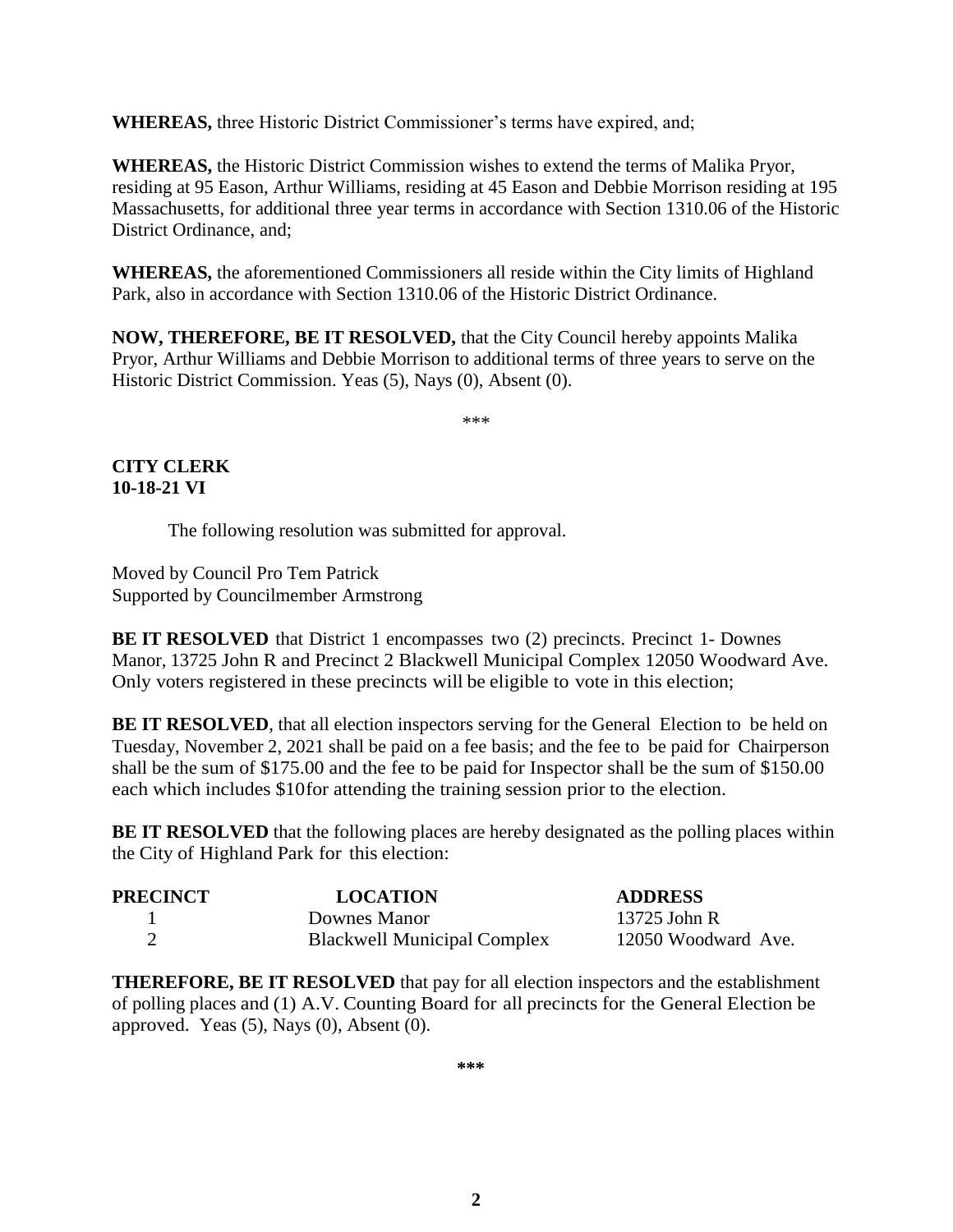**WHEREAS,** three Historic District Commissioner's terms have expired, and;

**WHEREAS,** the Historic District Commission wishes to extend the terms of Malika Pryor, residing at 95 Eason, Arthur Williams, residing at 45 Eason and Debbie Morrison residing at 195 Massachusetts, for additional three year terms in accordance with Section 1310.06 of the Historic District Ordinance, and;

**WHEREAS,** the aforementioned Commissioners all reside within the City limits of Highland Park, also in accordance with Section 1310.06 of the Historic District Ordinance.

**NOW, THEREFORE, BE IT RESOLVED,** that the City Council hereby appoints Malika Pryor, Arthur Williams and Debbie Morrison to additional terms of three years to serve on the Historic District Commission. Yeas (5), Nays (0), Absent (0).

\*\*\*

**CITY CLERK**
**10-18-21 VI**

The following resolution was submitted for approval.

Moved by Council Pro Tem Patrick
Supported by Councilmember Armstrong

**BE IT RESOLVED** that District 1 encompasses two (2) precincts. Precinct 1- Downes Manor, 13725 John R and Precinct 2 Blackwell Municipal Complex 12050 Woodward Ave. Only voters registered in these precincts will be eligible to vote in this election;

**BE IT RESOLVED**, that all election inspectors serving for the General Election to be held on Tuesday, November 2, 2021 shall be paid on a fee basis; and the fee to be paid for Chairperson shall be the sum of $175.00 and the fee to be paid for Inspector shall be the sum of $150.00 each which includes $10for attending the training session prior to the election.

**BE IT RESOLVED** that the following places are hereby designated as the polling places within the City of Highland Park for this election:

| PRECINCT | LOCATION | ADDRESS |
|---|---|---|
| 1 | Downes Manor | 13725 John R |
| 2 | Blackwell Municipal Complex | 12050 Woodward Ave. |

**THEREFORE, BE IT RESOLVED** that pay for all election inspectors and the establishment of polling places and (1) A.V. Counting Board for all precincts for the General Election be approved. Yeas (5), Nays (0), Absent (0).

\*\*\*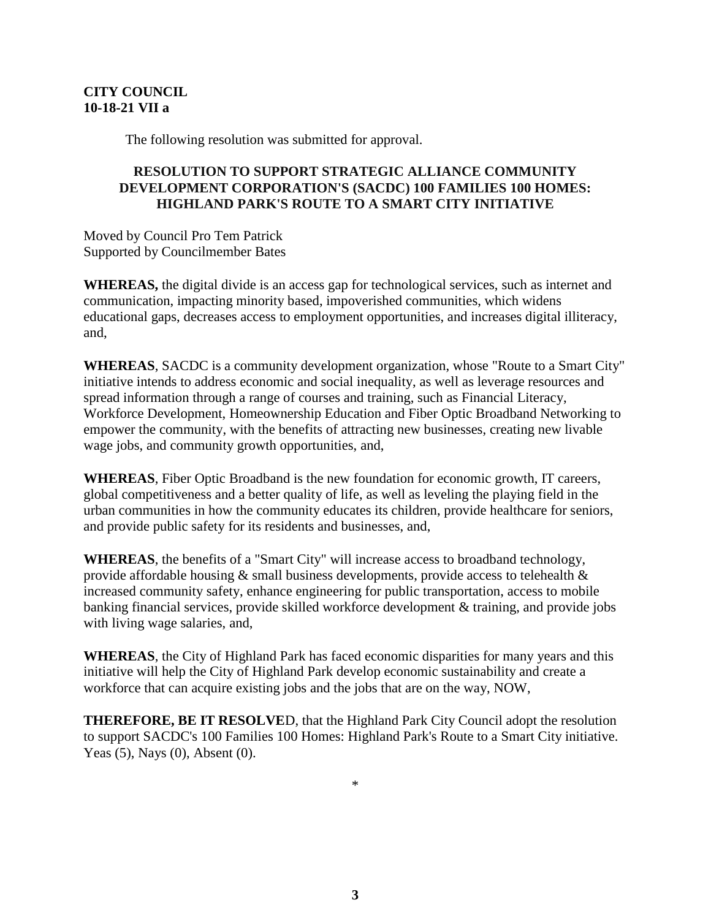**CITY COUNCIL**
**10-18-21 VII a**

The following resolution was submitted for approval.

**RESOLUTION TO SUPPORT STRATEGIC ALLIANCE COMMUNITY DEVELOPMENT CORPORATION'S (SACDC) 100 FAMILIES 100 HOMES: HIGHLAND PARK'S ROUTE TO A SMART CITY INITIATIVE**

Moved by Council Pro Tem Patrick
Supported by Councilmember Bates

**WHEREAS,** the digital divide is an access gap for technological services, such as internet and communication, impacting minority based, impoverished communities, which widens educational gaps, decreases access to employment opportunities, and increases digital illiteracy, and,

**WHEREAS**, SACDC is a community development organization, whose "Route to a Smart City" initiative intends to address economic and social inequality, as well as leverage resources and spread information through a range of courses and training, such as Financial Literacy, Workforce Development, Homeownership Education and Fiber Optic Broadband Networking to empower the community, with the benefits of attracting new businesses, creating new livable wage jobs, and community growth opportunities, and,

**WHEREAS**, Fiber Optic Broadband is the new foundation for economic growth, IT careers, global competitiveness and a better quality of life, as well as leveling the playing field in the urban communities in how the community educates its children, provide healthcare for seniors, and provide public safety for its residents and businesses, and,

**WHEREAS**, the benefits of a "Smart City" will increase access to broadband technology, provide affordable housing & small business developments, provide access to telehealth & increased community safety, enhance engineering for public transportation, access to mobile banking financial services, provide skilled workforce development & training, and provide jobs with living wage salaries, and,

**WHEREAS**, the City of Highland Park has faced economic disparities for many years and this initiative will help the City of Highland Park develop economic sustainability and create a workforce that can acquire existing jobs and the jobs that are on the way, NOW,

**THEREFORE, BE IT RESOLVE**D, that the Highland Park City Council adopt the resolution to support SACDC's 100 Families 100 Homes: Highland Park's Route to a Smart City initiative. Yeas (5), Nays (0), Absent (0).

*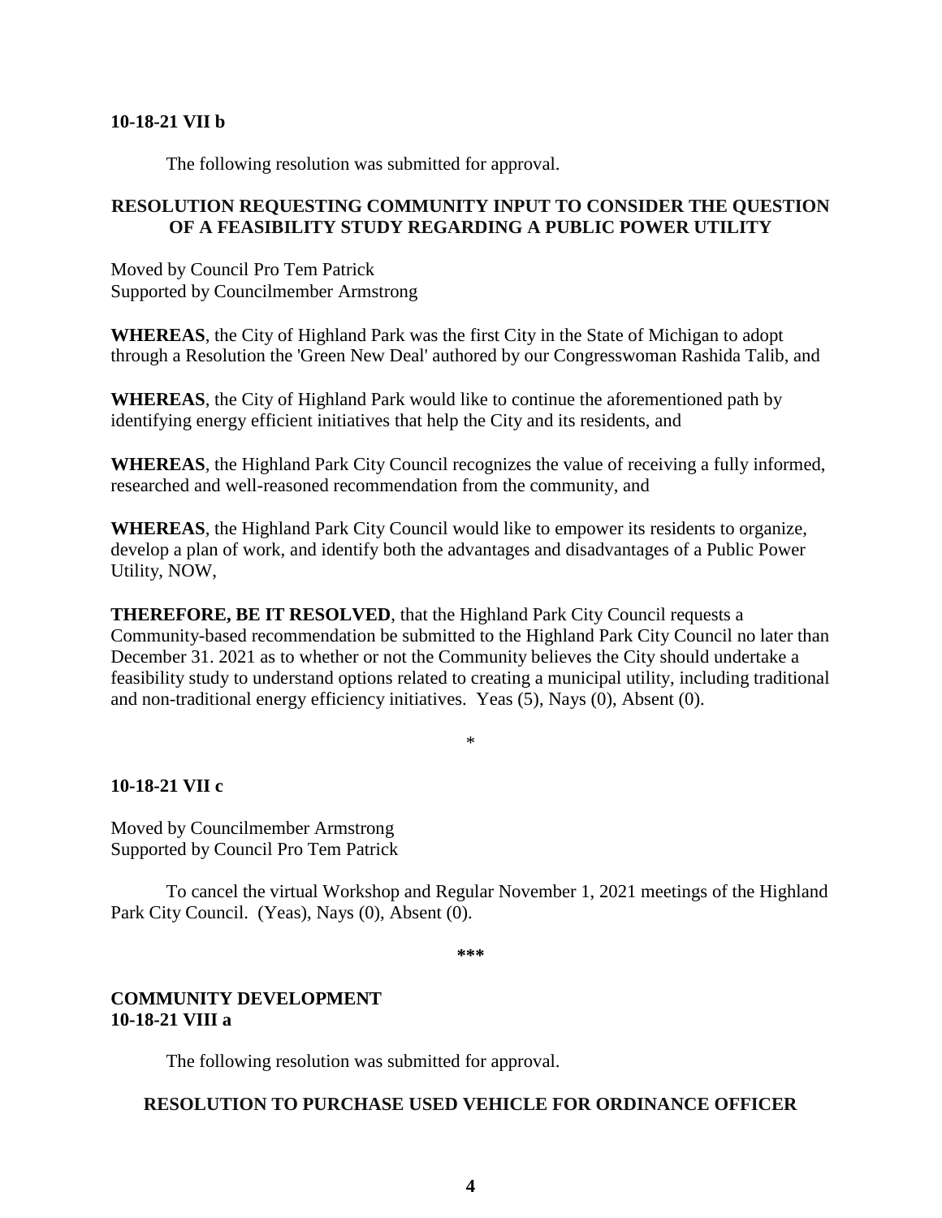**10-18-21 VII b**

The following resolution was submitted for approval.

**RESOLUTION REQUESTING COMMUNITY INPUT TO CONSIDER THE QUESTION OF A FEASIBILITY STUDY REGARDING A PUBLIC POWER UTILITY**

Moved by Council Pro Tem Patrick
Supported by Councilmember Armstrong

**WHEREAS**, the City of Highland Park was the first City in the State of Michigan to adopt through a Resolution the 'Green New Deal' authored by our Congresswoman Rashida Talib, and

**WHEREAS**, the City of Highland Park would like to continue the aforementioned path by identifying energy efficient initiatives that help the City and its residents, and

**WHEREAS**, the Highland Park City Council recognizes the value of receiving a fully informed, researched and well-reasoned recommendation from the community, and

**WHEREAS**, the Highland Park City Council would like to empower its residents to organize, develop a plan of work, and identify both the advantages and disadvantages of a Public Power Utility, NOW,

**THEREFORE, BE IT RESOLVED**, that the Highland Park City Council requests a Community-based recommendation be submitted to the Highland Park City Council no later than December 31. 2021 as to whether or not the Community believes the City should undertake a feasibility study to understand options related to creating a municipal utility, including traditional and non-traditional energy efficiency initiatives. Yeas (5), Nays (0), Absent (0).

*

**10-18-21 VII c**

Moved by Councilmember Armstrong
Supported by Council Pro Tem Patrick

To cancel the virtual Workshop and Regular November 1, 2021 meetings of the Highland Park City Council. (Yeas), Nays (0), Absent (0).

***

**COMMUNITY DEVELOPMENT**
**10-18-21 VIII a**

The following resolution was submitted for approval.

**RESOLUTION TO PURCHASE USED VEHICLE FOR ORDINANCE OFFICER**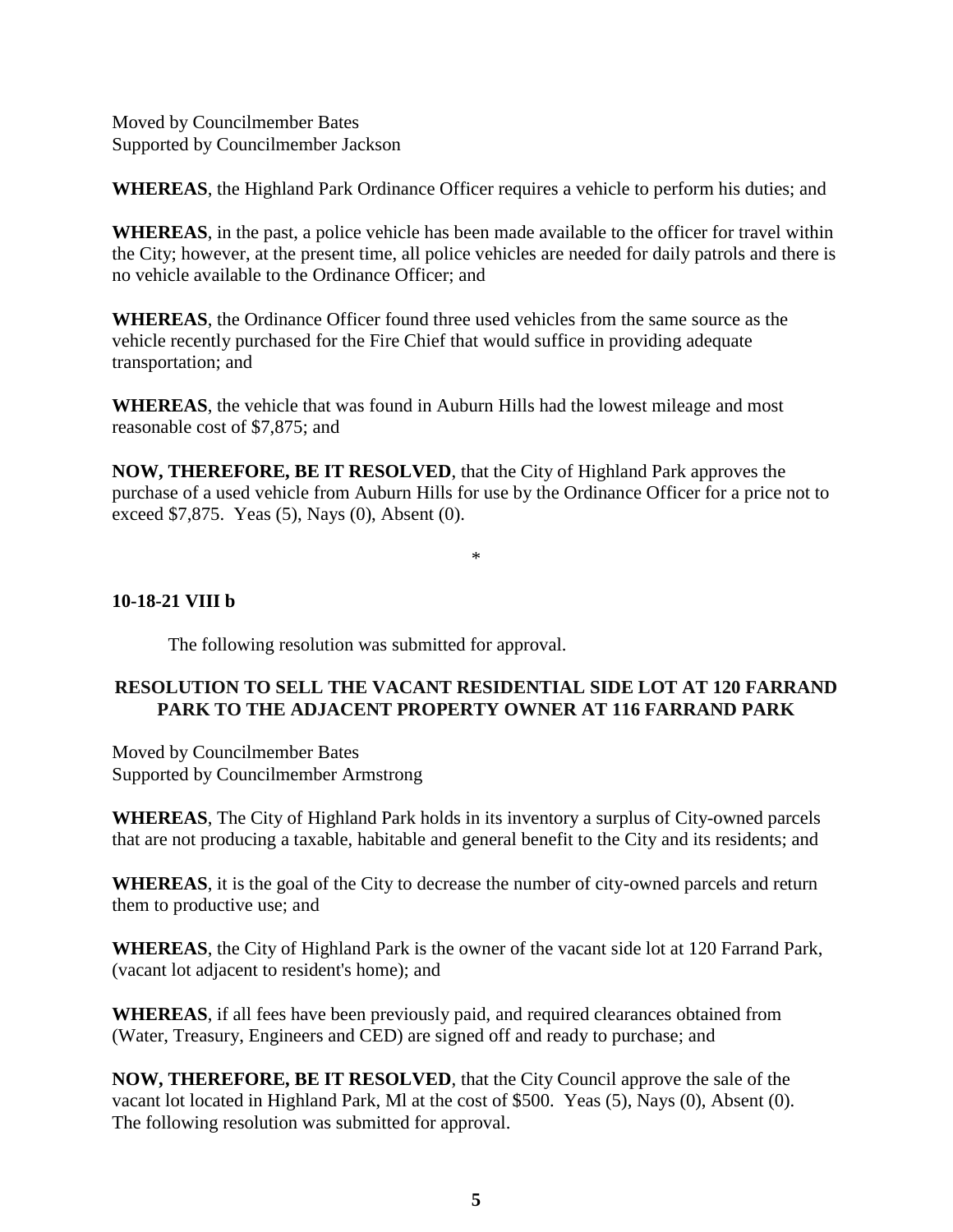Moved by Councilmember Bates
Supported by Councilmember Jackson

**WHEREAS**, the Highland Park Ordinance Officer requires a vehicle to perform his duties; and

**WHEREAS**, in the past, a police vehicle has been made available to the officer for travel within the City; however, at the present time, all police vehicles are needed for daily patrols and there is no vehicle available to the Ordinance Officer; and

**WHEREAS**, the Ordinance Officer found three used vehicles from the same source as the vehicle recently purchased for the Fire Chief that would suffice in providing adequate transportation; and

**WHEREAS**, the vehicle that was found in Auburn Hills had the lowest mileage and most reasonable cost of $7,875; and

**NOW, THEREFORE, BE IT RESOLVED**, that the City of Highland Park approves the purchase of a used vehicle from Auburn Hills for use by the Ordinance Officer for a price not to exceed $7,875. Yeas (5), Nays (0), Absent (0).

*

**10-18-21 VIII b**

The following resolution was submitted for approval.

**RESOLUTION TO SELL THE VACANT RESIDENTIAL SIDE LOT AT 120 FARRAND PARK TO THE ADJACENT PROPERTY OWNER AT 116 FARRAND PARK**

Moved by Councilmember Bates
Supported by Councilmember Armstrong

**WHEREAS**, The City of Highland Park holds in its inventory a surplus of City-owned parcels that are not producing a taxable, habitable and general benefit to the City and its residents; and

**WHEREAS**, it is the goal of the City to decrease the number of city-owned parcels and return them to productive use; and

**WHEREAS**, the City of Highland Park is the owner of the vacant side lot at 120 Farrand Park, (vacant lot adjacent to resident's home); and

**WHEREAS**, if all fees have been previously paid, and required clearances obtained from (Water, Treasury, Engineers and CED) are signed off and ready to purchase; and

**NOW, THEREFORE, BE IT RESOLVED**, that the City Council approve the sale of the vacant lot located in Highland Park, Ml at the cost of $500. Yeas (5), Nays (0), Absent (0).
The following resolution was submitted for approval.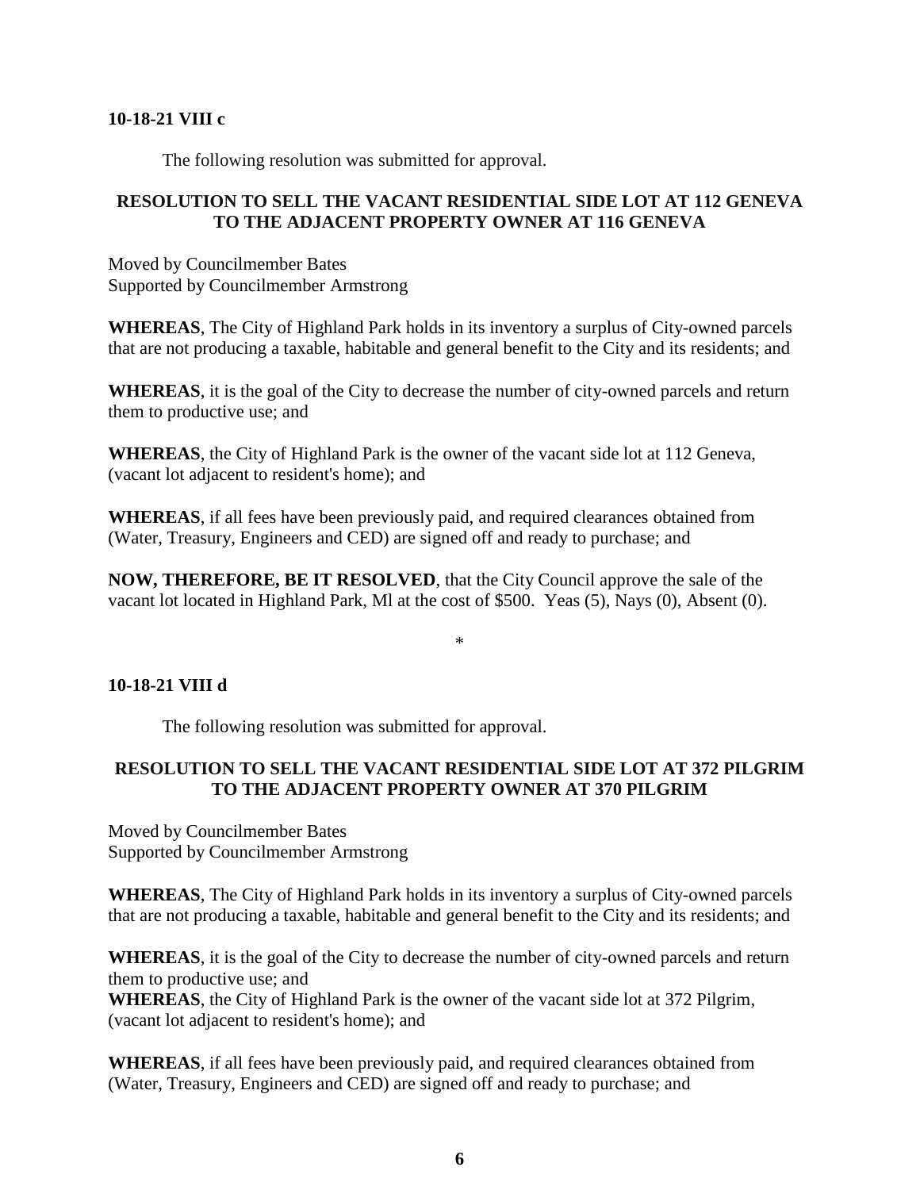**10-18-21 VIII c**

The following resolution was submitted for approval.

**RESOLUTION TO SELL THE VACANT RESIDENTIAL SIDE LOT AT 112 GENEVA TO THE ADJACENT PROPERTY OWNER AT 116 GENEVA**

Moved by Councilmember Bates
Supported by Councilmember Armstrong

**WHEREAS**, The City of Highland Park holds in its inventory a surplus of City-owned parcels that are not producing a taxable, habitable and general benefit to the City and its residents; and

**WHEREAS**, it is the goal of the City to decrease the number of city-owned parcels and return them to productive use; and

**WHEREAS**, the City of Highland Park is the owner of the vacant side lot at 112 Geneva, (vacant lot adjacent to resident's home); and

**WHEREAS**, if all fees have been previously paid, and required clearances obtained from (Water, Treasury, Engineers and CED) are signed off and ready to purchase; and

**NOW, THEREFORE, BE IT RESOLVED**, that the City Council approve the sale of the vacant lot located in Highland Park, Ml at the cost of $500. Yeas (5), Nays (0), Absent (0).

*

**10-18-21 VIII d**

The following resolution was submitted for approval.

**RESOLUTION TO SELL THE VACANT RESIDENTIAL SIDE LOT AT 372 PILGRIM TO THE ADJACENT PROPERTY OWNER AT 370 PILGRIM**

Moved by Councilmember Bates
Supported by Councilmember Armstrong

**WHEREAS**, The City of Highland Park holds in its inventory a surplus of City-owned parcels that are not producing a taxable, habitable and general benefit to the City and its residents; and

**WHEREAS**, it is the goal of the City to decrease the number of city-owned parcels and return them to productive use; and

**WHEREAS**, the City of Highland Park is the owner of the vacant side lot at 372 Pilgrim, (vacant lot adjacent to resident's home); and

**WHEREAS**, if all fees have been previously paid, and required clearances obtained from (Water, Treasury, Engineers and CED) are signed off and ready to purchase; and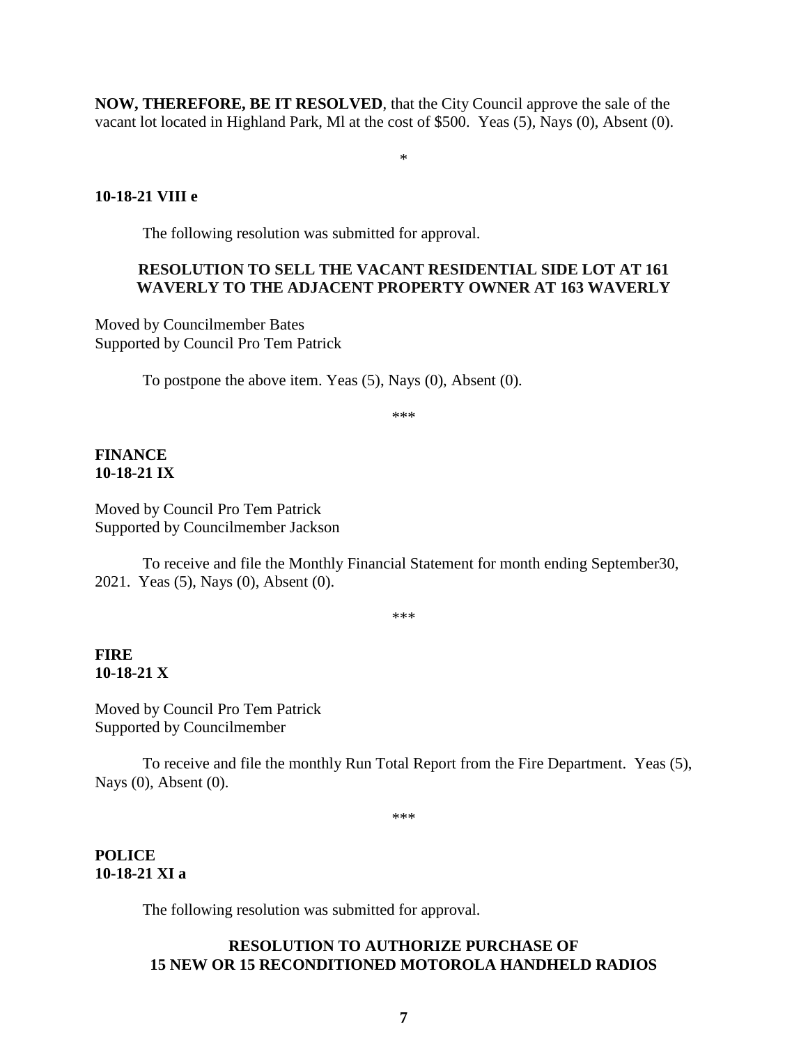**NOW, THEREFORE, BE IT RESOLVED**, that the City Council approve the sale of the vacant lot located in Highland Park, Ml at the cost of $500. Yeas (5), Nays (0), Absent (0).

*

**10-18-21 VIII e**

The following resolution was submitted for approval.

**RESOLUTION TO SELL THE VACANT RESIDENTIAL SIDE LOT AT 161 WAVERLY TO THE ADJACENT PROPERTY OWNER AT 163 WAVERLY**

Moved by Councilmember Bates
Supported by Council Pro Tem Patrick

To postpone the above item. Yeas (5), Nays (0), Absent (0).

***

**FINANCE**
**10-18-21 IX**

Moved by Council Pro Tem Patrick
Supported by Councilmember Jackson

To receive and file the Monthly Financial Statement for month ending September30, 2021. Yeas (5), Nays (0), Absent (0).

***

**FIRE**
**10-18-21 X**

Moved by Council Pro Tem Patrick
Supported by Councilmember

To receive and file the monthly Run Total Report from the Fire Department. Yeas (5), Nays (0), Absent (0).

***

**POLICE**
**10-18-21 XI a**

The following resolution was submitted for approval.

**RESOLUTION TO AUTHORIZE PURCHASE OF 15 NEW OR 15 RECONDITIONED MOTOROLA HANDHELD RADIOS**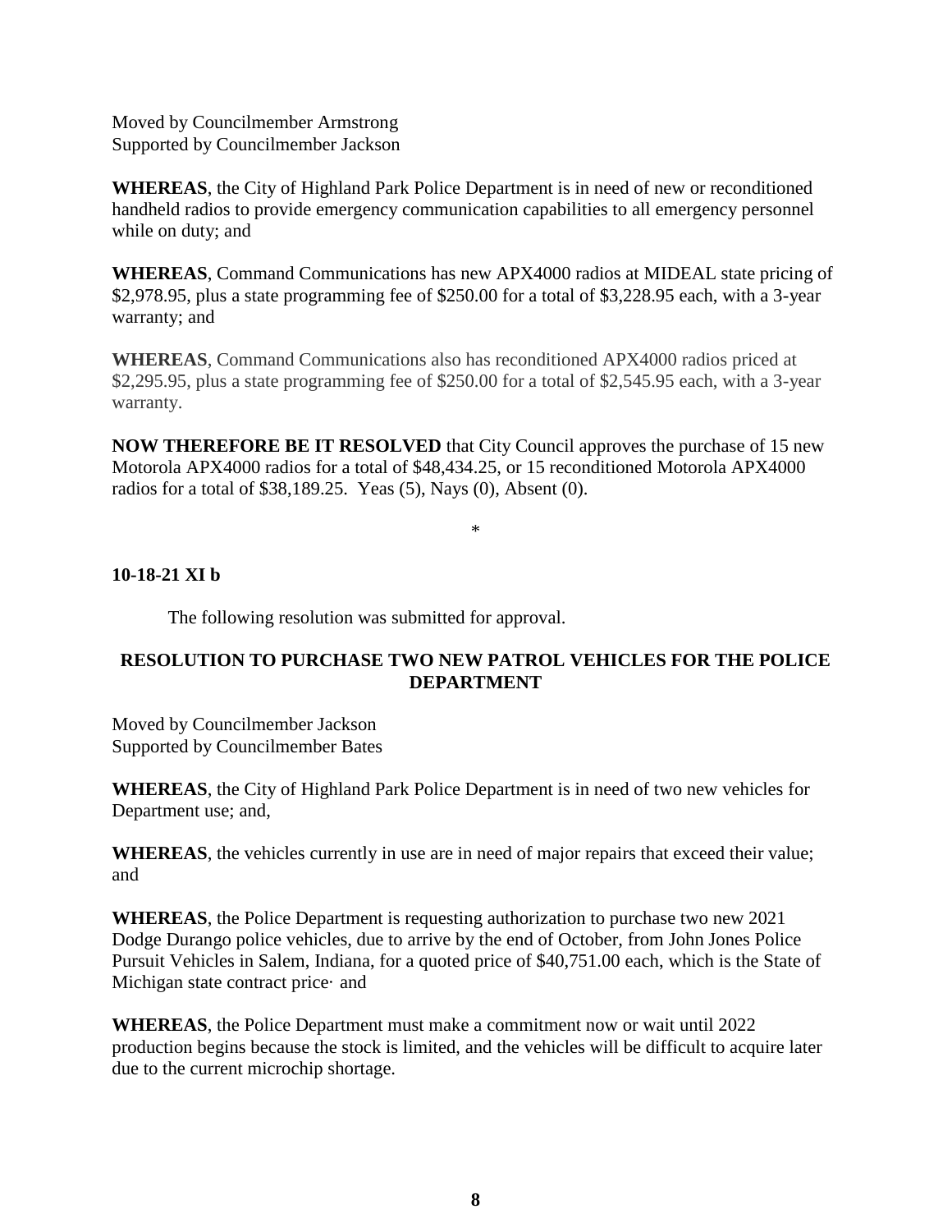Moved by Councilmember Armstrong
Supported by Councilmember Jackson

**WHEREAS**, the City of Highland Park Police Department is in need of new or reconditioned handheld radios to provide emergency communication capabilities to all emergency personnel while on duty; and

**WHEREAS**, Command Communications has new APX4000 radios at MIDEAL state pricing of $2,978.95, plus a state programming fee of $250.00 for a total of $3,228.95 each, with a 3-year warranty; and

**WHEREAS**, Command Communications also has reconditioned APX4000 radios priced at $2,295.95, plus a state programming fee of $250.00 for a total of $2,545.95 each, with a 3-year warranty.

**NOW THEREFORE BE IT RESOLVED** that City Council approves the purchase of 15 new Motorola APX4000 radios for a total of $48,434.25, or 15 reconditioned Motorola APX4000 radios for a total of $38,189.25. Yeas (5), Nays (0), Absent (0).

*

**10-18-21 XI b**

The following resolution was submitted for approval.

**RESOLUTION TO PURCHASE TWO NEW PATROL VEHICLES FOR THE POLICE DEPARTMENT**

Moved by Councilmember Jackson
Supported by Councilmember Bates

**WHEREAS**, the City of Highland Park Police Department is in need of two new vehicles for Department use; and,

**WHEREAS**, the vehicles currently in use are in need of major repairs that exceed their value; and

**WHEREAS**, the Police Department is requesting authorization to purchase two new 2021 Dodge Durango police vehicles, due to arrive by the end of October, from John Jones Police Pursuit Vehicles in Salem, Indiana, for a quoted price of $40,751.00 each, which is the State of Michigan state contract price· and

**WHEREAS**, the Police Department must make a commitment now or wait until 2022 production begins because the stock is limited, and the vehicles will be difficult to acquire later due to the current microchip shortage.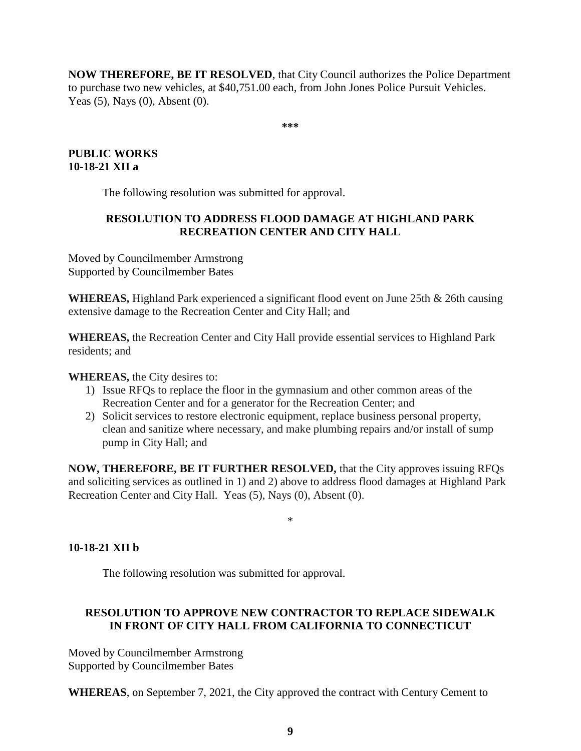**NOW THEREFORE, BE IT RESOLVED**, that City Council authorizes the Police Department to purchase two new vehicles, at $40,751.00 each, from John Jones Police Pursuit Vehicles. Yeas (5), Nays (0), Absent (0).

**\*\*\***

**PUBLIC WORKS**
**10-18-21 XII a**

The following resolution was submitted for approval.

**RESOLUTION TO ADDRESS FLOOD DAMAGE AT HIGHLAND PARK RECREATION CENTER AND CITY HALL**

Moved by Councilmember Armstrong
Supported by Councilmember Bates

**WHEREAS,** Highland Park experienced a significant flood event on June 25th & 26th causing extensive damage to the Recreation Center and City Hall; and

**WHEREAS,** the Recreation Center and City Hall provide essential services to Highland Park residents; and

**WHEREAS,** the City desires to:

1) Issue RFQs to replace the floor in the gymnasium and other common areas of the Recreation Center and for a generator for the Recreation Center; and
2) Solicit services to restore electronic equipment, replace business personal property, clean and sanitize where necessary, and make plumbing repairs and/or install of sump pump in City Hall; and

**NOW, THEREFORE, BE IT FURTHER RESOLVED,** that the City approves issuing RFQs and soliciting services as outlined in 1) and 2) above to address flood damages at Highland Park Recreation Center and City Hall. Yeas (5), Nays (0), Absent (0).

\*

**10-18-21 XII b**

The following resolution was submitted for approval.

**RESOLUTION TO APPROVE NEW CONTRACTOR TO REPLACE SIDEWALK IN FRONT OF CITY HALL FROM CALIFORNIA TO CONNECTICUT**

Moved by Councilmember Armstrong
Supported by Councilmember Bates

**WHEREAS**, on September 7, 2021, the City approved the contract with Century Cement to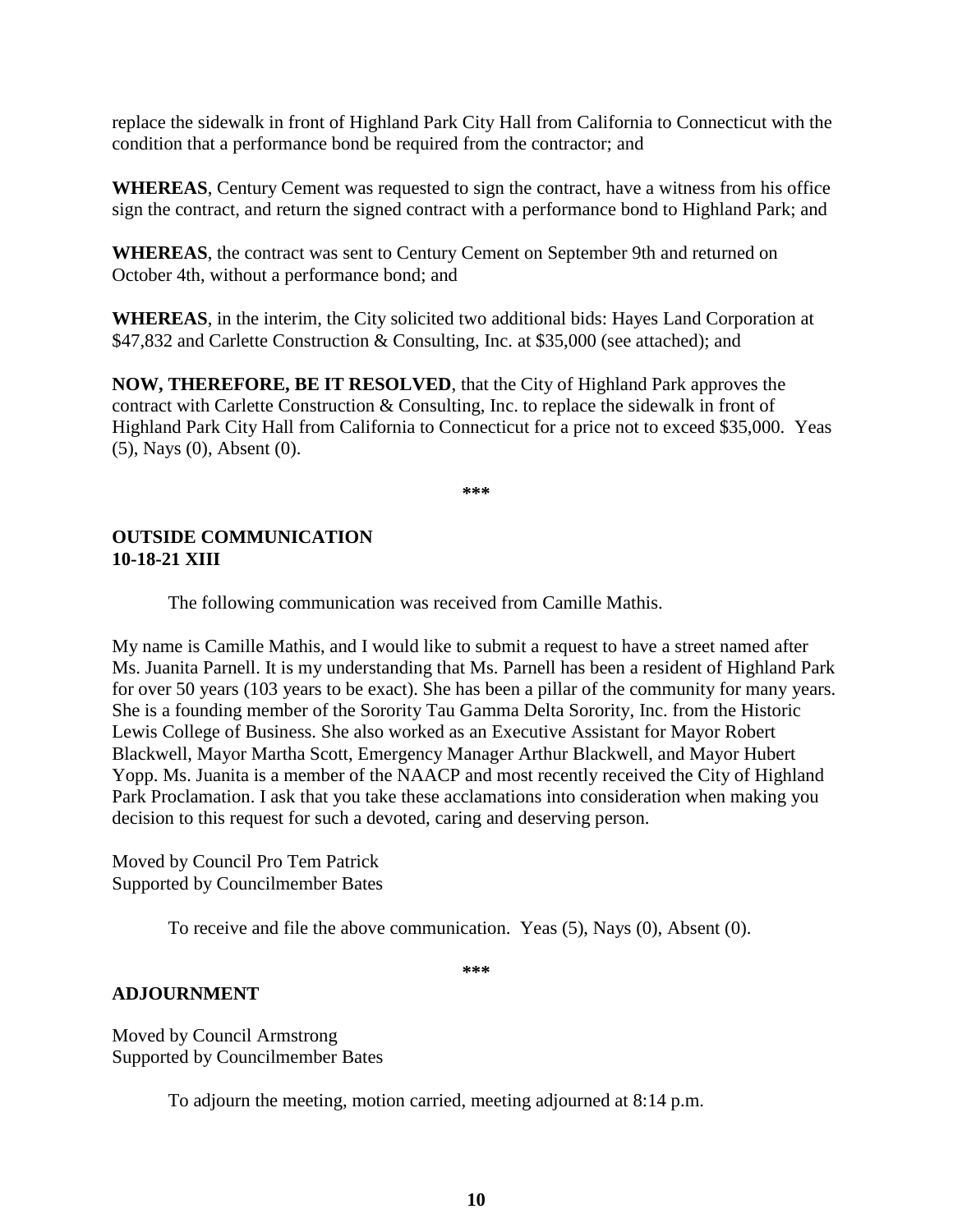replace the sidewalk in front of Highland Park City Hall from California to Connecticut with the condition that a performance bond be required from the contractor; and

**WHEREAS**, Century Cement was requested to sign the contract, have a witness from his office sign the contract, and return the signed contract with a performance bond to Highland Park; and

**WHEREAS**, the contract was sent to Century Cement on September 9th and returned on October 4th, without a performance bond; and

**WHEREAS**, in the interim, the City solicited two additional bids: Hayes Land Corporation at $47,832 and Carlette Construction & Consulting, Inc. at $35,000 (see attached); and

**NOW, THEREFORE, BE IT RESOLVED**, that the City of Highland Park approves the contract with Carlette Construction & Consulting, Inc. to replace the sidewalk in front of Highland Park City Hall from California to Connecticut for a price not to exceed $35,000. Yeas (5), Nays (0), Absent (0).

***

**OUTSIDE COMMUNICATION**
**10-18-21 XIII**

The following communication was received from Camille Mathis.

My name is Camille Mathis, and I would like to submit a request to have a street named after Ms. Juanita Parnell. It is my understanding that Ms. Parnell has been a resident of Highland Park for over 50 years (103 years to be exact). She has been a pillar of the community for many years. She is a founding member of the Sorority Tau Gamma Delta Sorority, Inc. from the Historic Lewis College of Business. She also worked as an Executive Assistant for Mayor Robert Blackwell, Mayor Martha Scott, Emergency Manager Arthur Blackwell, and Mayor Hubert Yopp. Ms. Juanita is a member of the NAACP and most recently received the City of Highland Park Proclamation. I ask that you take these acclamations into consideration when making you decision to this request for such a devoted, caring and deserving person.

Moved by Council Pro Tem Patrick
Supported by Councilmember Bates

To receive and file the above communication. Yeas (5), Nays (0), Absent (0).

***

**ADJOURNMENT**

Moved by Council Armstrong
Supported by Councilmember Bates

To adjourn the meeting, motion carried, meeting adjourned at 8:14 p.m.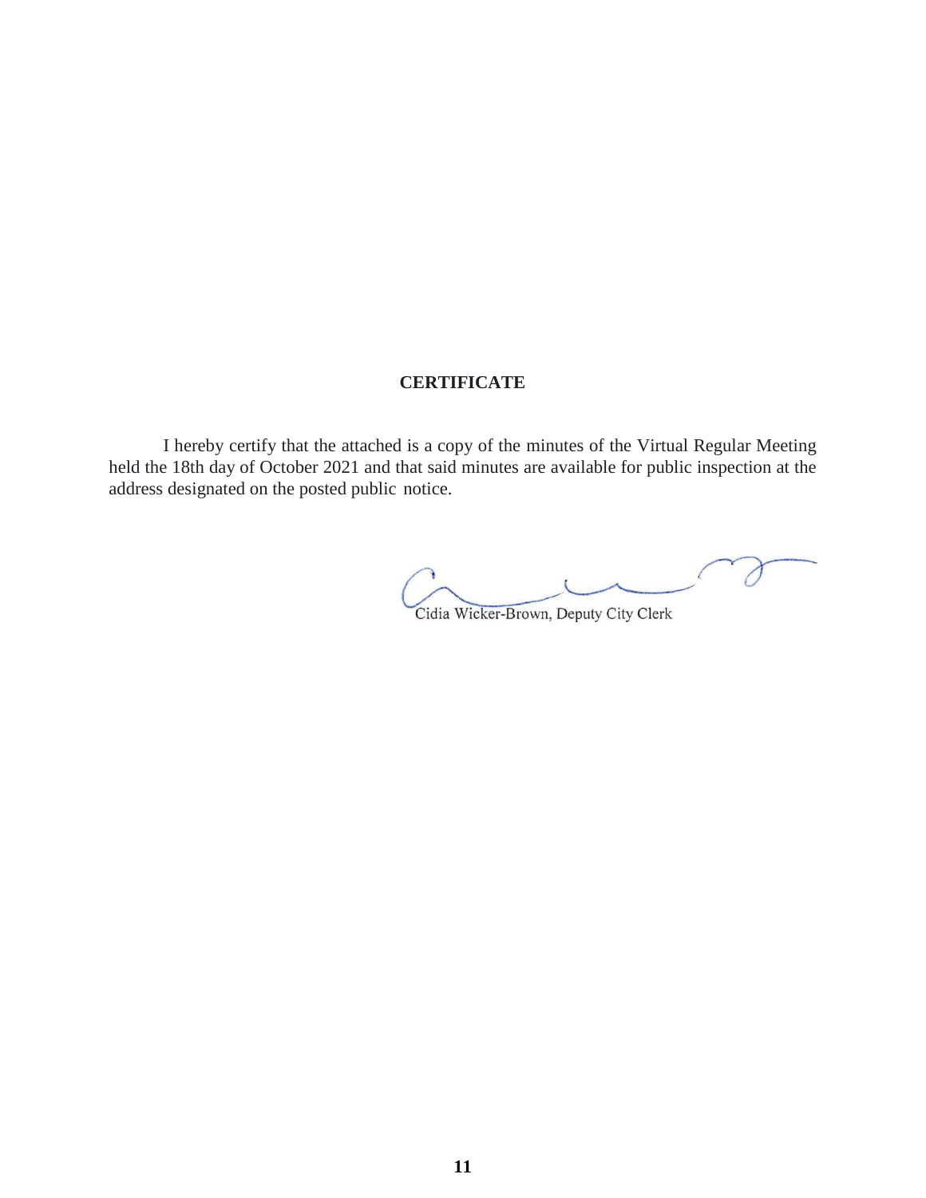**CERTIFICATE**

I hereby certify that the attached is a copy of the minutes of the Virtual Regular Meeting held the 18th day of October 2021 and that said minutes are available for public inspection at the address designated on the posted public notice.

Cidia Wicker-Brown, Deputy City Clerk